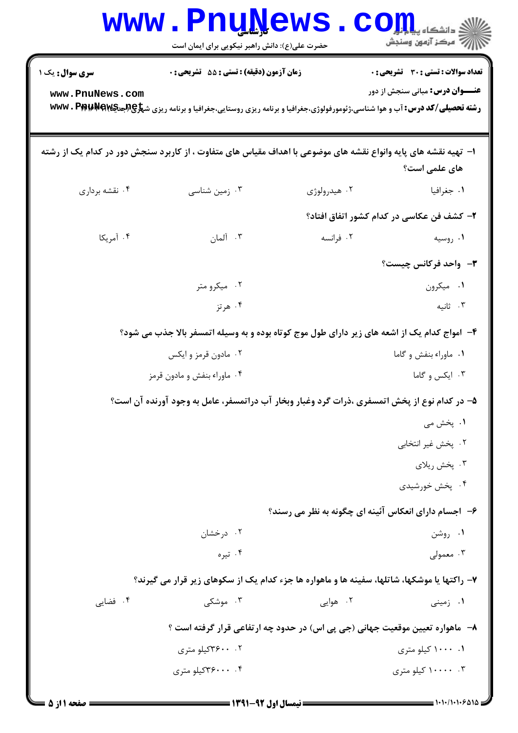**سری سوال:** یک ۱

**زمان آزمون (دقیقه) : تستی : ۵۵  تشریحی : ۰**

**تعداد سوالات : تستی : ۳۰  تشریحی : ۰**

**عنـــوان درس:** مبانی سنجش از دور

**رشته تحصیلی/کد درس:** آب و هوا شناسی،ژئومورفولوژی،جغرافیا و برنامه ریزی روستایی،جغرافیا و برنامه ریزی شهری(جدید) ۱۲۱۶۱۴۲

**۱- تهیه نقشه های پایه وانواع نقشه های موضوعی با اهداف مقیاس های متفاوت ، از کاربرد سنجش دور در کدام یک از رشته های علمی است؟**

۱. جغرافیا
۲. هیدرولوژی
۳. زمین شناسی
۴. نقشه برداری

**۲- کشف فن عکاسی در کدام کشور اتفاق افتاد؟**

۱. روسیه
۲. فرانسه
۳. آلمان
۴. آمریکا

**۳- واحد فرکانس چیست؟**

۱. میکرون
۲. میکرو متر
۳. ثانیه
۴. هرتز

**۴- امواج کدام یک از اشعه های زیر دارای طول موج کوتاه بوده و به وسیله اتمسفر بالا جذب می شود؟**

۱. ماوراء بنفش و گاما
۲. مادون قرمز و ایکس
۳. ایکس و گاما
۴. ماوراء بنفش و مادون قرمز

**۵- در کدام نوع از پخش اتمسفری ،ذرات گرد وغبار وبخار آب دراتمسفر، عامل به وجود آورنده آن است؟**

۱. پخش می
۲. پخش غیر انتخابی
۳. پخش ریلای
۴. پخش خورشیدی

**۶- اجسام دارای انعکاس آئینه ای چگونه به نظر می رسند؟**

۱. روشن
۲. درخشان
۳. معمولی
۴. تیره

**۷- راکتها یا موشکها، شاتلها، سفینه ها و ماهواره ها جزء کدام یک از سکوهای زیر قرار می گیرند؟**

۱. زمینی
۲. هوایی
۳. موشکی
۴. فضایی

**۸- ماهواره تعیین موقعیت جهانی (جی پی اس) در حدود چه ارتفاعی قرار گرفته است ؟**

۱. ۱۰۰۰ کیلو متری
۲. ۳۶۰۰کیلو متری
۳. ۱۰۰۰۰ کیلو متری
۴. ۳۶۰۰۰کیلو متری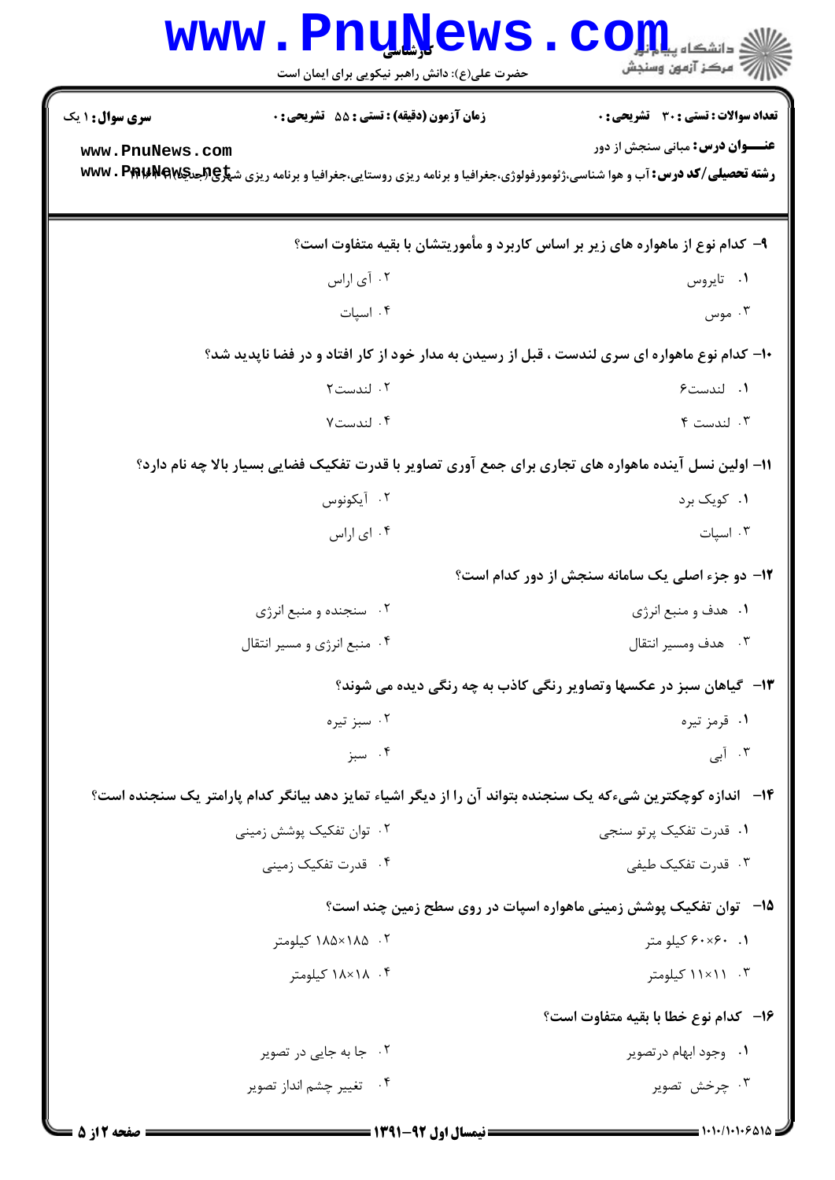**سری سوال:** ۱ یک

**زمان آزمون (دقیقه) : تستی :** ۵۵ **تشریحی :** ۰

**تعداد سوالات : تستی :** ۳۰ **تشریحی :** ۰

**عنـــوان درس:** مبانی سنجش از دور

**رشته تحصیلی/کد درس:** آب و هوا شناسی،ژئومورفولوژی،جغرافیا و برنامه ریزی روستایی،جغرافیا و برنامه ریزی شهری (جدید) ۱۲۱۶۱۱۴

۹- کدام نوع از ماهواره های زیر بر اساس کاربرد و مأموریتشان با بقیه متفاوت است؟

۱. تایروس
۲. آی اراس
۳. موس
۴. اسپات

۱۰- کدام نوع ماهواره ای سری لندست ، قبل از رسیدن به مدار خود از کار افتاد و در فضا ناپدید شد؟

۱. لندست۶
۲. لندست۲
۳. لندست ۴
۴. لندست۷

۱۱- اولین نسل آینده ماهواره های تجاری برای جمع آوری تصاویر با قدرت تفکیک فضایی بسیار بالا چه نام دارد؟

۱. کویک برد
۲. آیکونوس
۳. اسپات
۴. ای اراس

۱۲- دو جزء اصلی یک سامانه سنجش از دور کدام است؟

۱. هدف و منبع انرژی
۲. سنجنده و منبع انرژی
۳. هدف ومسیر انتقال
۴. منبع انرژی و مسیر انتقال

۱۳- گیاهان سبز در عکسها وتصاویر رنگی کاذب به چه رنگی دیده می شوند؟

۱. قرمز تیره
۲. سبز تیره
۳. آبی
۴. سبز

۱۴- اندازه کوچکترین شیءکه یک سنجنده بتواند آن را از دیگر اشیاء تمایز دهد بیانگر کدام پارامتر یک سنجنده است؟

۱. قدرت تفکیک پرتو سنجی
۲. توان تفکیک پوشش زمینی
۳. قدرت تفکیک طیفی
۴. قدرت تفکیک زمینی

۱۵- توان تفکیک پوشش زمینی ماهواره اسپات در روی سطح زمین چند است؟

۱. ۶۰×۶۰ کیلو متر
۲. ۱۸۵×۱۸۵ کیلومتر
۳. ۱۱×۱۱ کیلومتر
۴. ۱۸×۱۸ کیلومتر

۱۶- کدام نوع خطا با بقیه متفاوت است؟

۱. وجود ابهام درتصویر
۲. جا به جایی در تصویر
۳. چرخش تصویر
۴. تغییر چشم انداز تصویر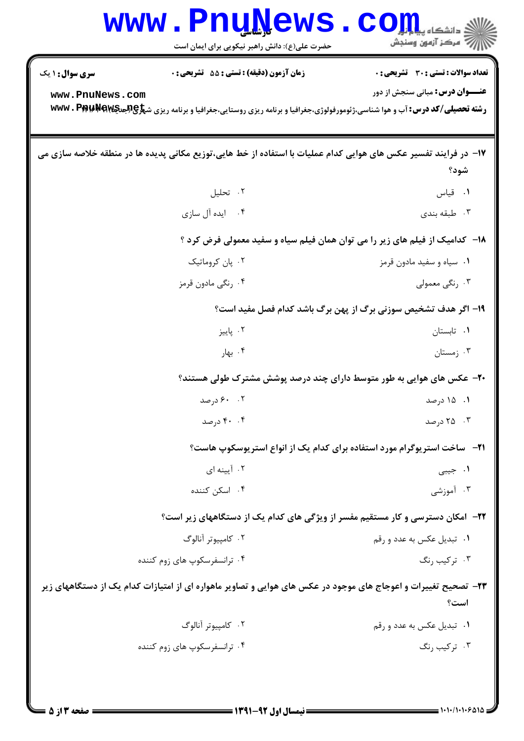**سری سوال:** ۱ یک | **زمان آزمون (دقیقه) : تستی :** ۵۵ **تشریحی :** ۰ | **تعداد سوالات : تستی :** ۳۰ **تشریحی :** ۰

**عنـــوان درس:** مبانی سنجش از دور

**رشته تحصیلی/کد درس:** آب و هوا شناسی،ژئومورفولوژی،جغرافیا و برنامه ریزی روستایی،جغرافیا و برنامه ریزی شهری (جدید) ۱۲۱۶۳۸۰

۱۷- در فرایند تفسیر عکس های هوایی کدام عملیات با استفاده از خط هایی،توزیع مکانی پدیده ها در منطقه خلاصه سازی می شود؟

۱. قیاس
۲. تحلیل
۳. طبقه بندی
۴. ایده آل سازی

۱۸- کدامیک از فیلم های زیر را می توان همان فیلم سیاه و سفید معمولی فرض کرد ؟

۱. سیاه و سفید مادون قرمز
۲. پان کروماتیک
۳. رنگی معمولی
۴. رنگی مادون قرمز

۱۹- اگر هدف تشخیص سوزنی برگ از پهن برگ باشد کدام فصل مفید است؟

۱. تابستان
۲. پاییز
۳. زمستان
۴. بهار

۲۰- عکس های هوایی به طور متوسط دارای چند درصد پوشش مشترک طولی هستند؟

۱. ۱۵ درصد
۲. ۶۰ درصد
۳. ۲۵ درصد
۴. ۴۰ درصد

۲۱- ساخت استریوگرام مورد استفاده برای کدام یک از انواع استریوسکوپ هاست؟

۱. جیبی
۲. آیینه ای
۳. آموزشی
۴. اسکن کننده

۲۲- امکان دسترسی و کار مستقیم مفسر از ویژگی های کدام یک از دستگاههای زیر است؟

۱. تبدیل عکس به عدد و رقم
۲. کامپیوتر آنالوگ
۳. ترکیب رنگ
۴. ترانسفرسکوپ های زوم کننده

۲۳- تصحیح تغییرات و اعوجاج های موجود در عکس های هوایی و تصاویر ماهواره ای از امتیازات کدام یک از دستگاههای زیر است؟

۱. تبدیل عکس به عدد و رقم
۲. کامپیوتر آنالوگ
۳. ترکیب رنگ
۴. ترانسفرسکوپ های زوم کننده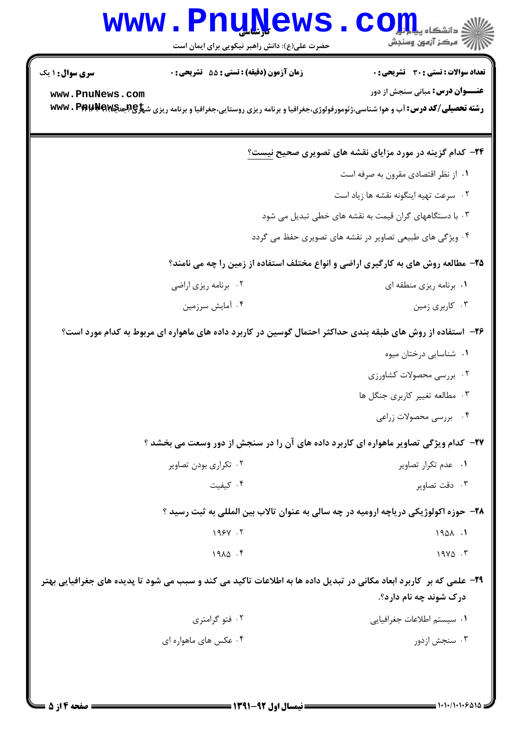**۲۴- کدام گزینه در مورد مزایای نقشه های تصویری صحیح نیست؟**

۱. از نظر اقتصادی مقرون به صرفه است

۲. سرعت تهیه اینگونه نقشه ها زیاد است

۳. با دستگاههای گران قیمت به نقشه های خطی تبدیل می شود

۴. ویژگی های طبیعی تصاویر در نقشه های تصویری حفظ می گردد

**۲۵- مطالعه روش های به کارگیری اراضی و انواع مختلف استفاده از زمین را چه می نامند؟**

۱. برنامه ریزی منطقه ای

۲. برنامه ریزی اراضی

۳. کاربری زمین

۴. آمایش سرزمین

**۲۶- استفاده از روش های طبقه بندی حداکثر احتمال گوسین در کاربرد داده های ماهواره ای مربوط به کدام مورد است؟**

۱. شناسایی درختان میوه

۲. بررسی محصولات کشاورزی

۳. مطالعه تغییر کاربری جنگل ها

۴. بررسی محصولات زراعی

**۲۷- کدام ویژگی تصاویر ماهواره ای کاربرد داده های آن را در سنجش از دور وسعت می بخشد ؟**

۱. عدم تکرار تصاویر

۲. تکراری بودن تصاویر

۳. دقت تصاویر

۴. کیفیت

**۲۸- حوزه اکولوژیکی دریاچه ارومیه در چه سالی به عنوان تالاب بین المللی به ثبت رسید ؟**

۱. ۱۹۵۸

۲. ۱۹۶۷

۳. ۱۹۷۵

۴. ۱۹۸۵

**۲۹- علمی که بر کاربرد ابعاد مکانی در تبدیل داده ها به اطلاعات تاکید می کند و سبب می شود تا پدیده های جغرافیایی بهتر درک شوند چه نام دارد؟.**

۱. سیستم اطلاعات جغرافیایی

۲. فتو گرامتری

۳. سنجش ازدور

۴. عکس های ماهواره ای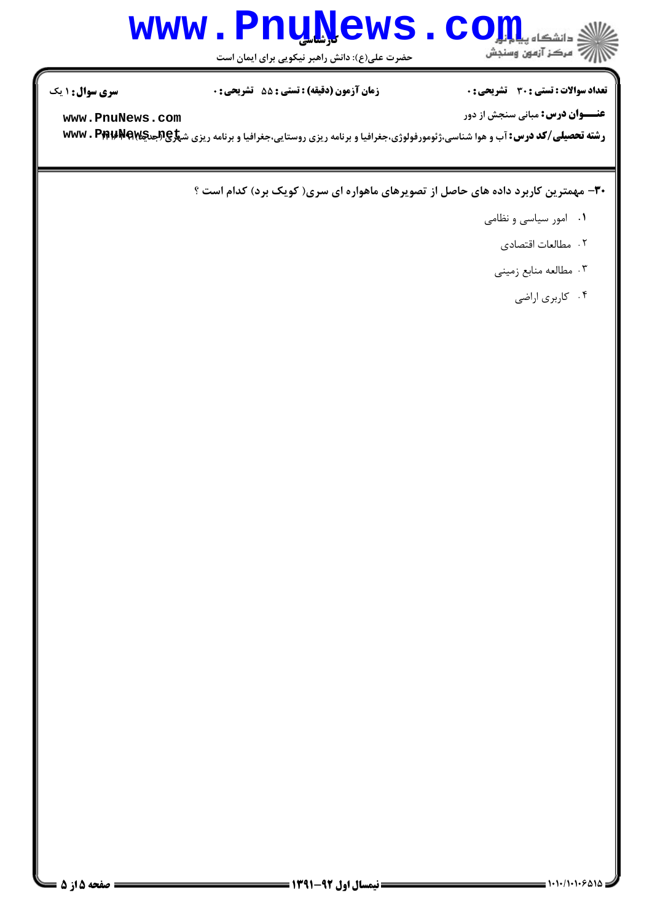**۳۰- مهمترین کاربرد داده های حاصل از تصویرهای ماهواره ای سری( کویک برد) کدام است ؟**

۱. امور سیاسی و نظامی

۲. مطالعات اقتصادی

۳. مطالعه منابع زمینی

۴. کاربری اراضی